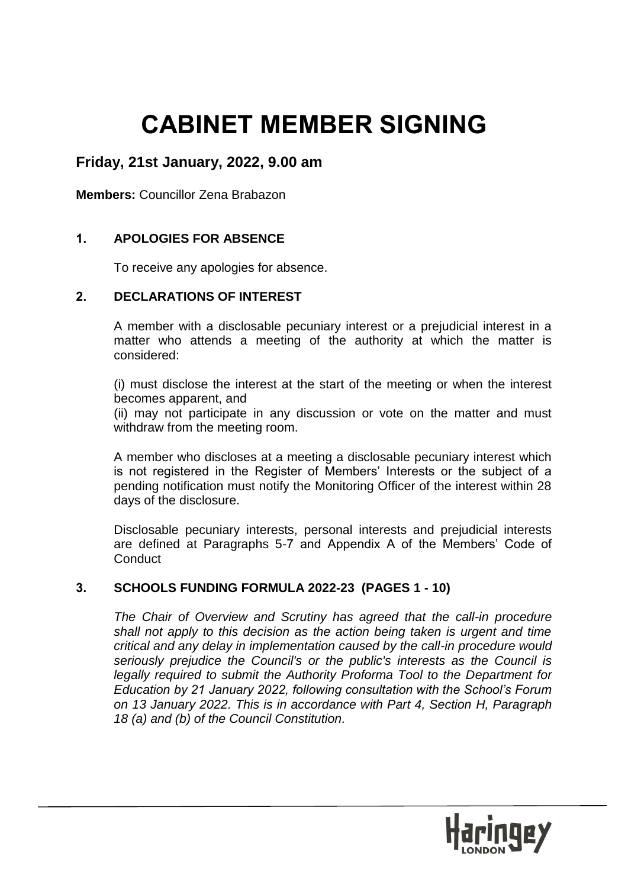# CABINET MEMBER SIGNING

## Friday, 21st January, 2022, 9.00 am

**Members:** Councillor Zena Brabazon

### 1. APOLOGIES FOR ABSENCE

To receive any apologies for absence.

### 2. DECLARATIONS OF INTEREST

A member with a disclosable pecuniary interest or a prejudicial interest in a matter who attends a meeting of the authority at which the matter is considered:

(i) must disclose the interest at the start of the meeting or when the interest becomes apparent, and
(ii) may not participate in any discussion or vote on the matter and must withdraw from the meeting room.

A member who discloses at a meeting a disclosable pecuniary interest which is not registered in the Register of Members' Interests or the subject of a pending notification must notify the Monitoring Officer of the interest within 28 days of the disclosure.

Disclosable pecuniary interests, personal interests and prejudicial interests are defined at Paragraphs 5-7 and Appendix A of the Members' Code of Conduct

### 3. SCHOOLS FUNDING FORMULA 2022-23 (PAGES 1 - 10)

*The Chair of Overview and Scrutiny has agreed that the call-in procedure shall not apply to this decision as the action being taken is urgent and time critical and any delay in implementation caused by the call-in procedure would seriously prejudice the Council's or the public's interests as the Council is legally required to submit the Authority Proforma Tool to the Department for Education by 21 January 2022, following consultation with the School's Forum on 13 January 2022. This is in accordance with Part 4, Section H, Paragraph 18 (a) and (b) of the Council Constitution.*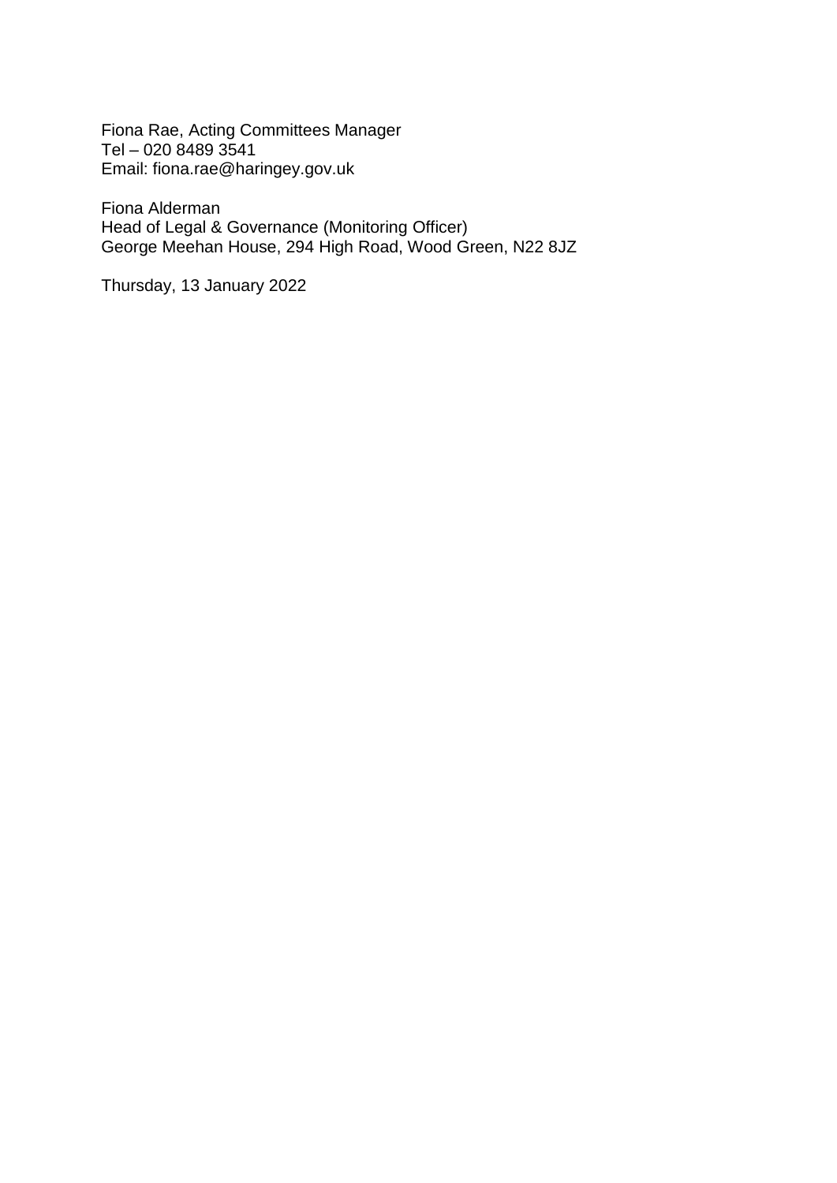Fiona Rae, Acting Committees Manager
Tel – 020 8489 3541
Email: fiona.rae@haringey.gov.uk

Fiona Alderman
Head of Legal & Governance (Monitoring Officer)
George Meehan House, 294 High Road, Wood Green, N22 8JZ

Thursday, 13 January 2022